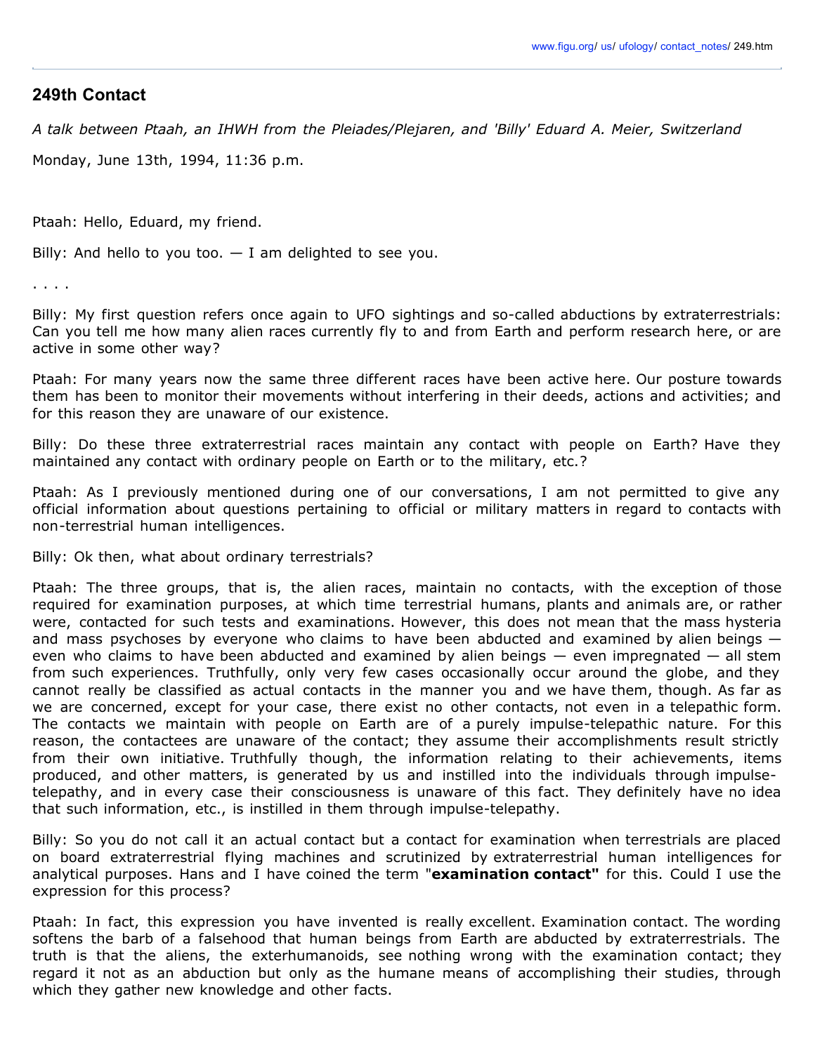## 249th Contact

*A talk between Ptaah, an IHWH from the Pleiades/Plejaren, and 'Billy' Eduard A. Meier, Switzerland*

Monday, June 13th, 1994, 11:36 p.m.

Ptaah: Hello, Eduard, my friend.

Billy: And hello to you too. — I am delighted to see you.

. . . .

Billy: My first question refers once again to UFO sightings and so-called abductions by extraterrestrials: Can you tell me how many alien races currently fly to and from Earth and perform research here, or are active in some other way?

Ptaah: For many years now the same three different races have been active here. Our posture towards them has been to monitor their movements without interfering in their deeds, actions and activities; and for this reason they are unaware of our existence.

Billy: Do these three extraterrestrial races maintain any contact with people on Earth? Have they maintained any contact with ordinary people on Earth or to the military, etc.?

Ptaah: As I previously mentioned during one of our conversations, I am not permitted to give any official information about questions pertaining to official or military matters in regard to contacts with non-terrestrial human intelligences.

Billy: Ok then, what about ordinary terrestrials?

Ptaah: The three groups, that is, the alien races, maintain no contacts, with the exception of those required for examination purposes, at which time terrestrial humans, plants and animals are, or rather were, contacted for such tests and examinations. However, this does not mean that the mass hysteria and mass psychoses by everyone who claims to have been abducted and examined by alien beings — even who claims to have been abducted and examined by alien beings — even impregnated — all stem from such experiences. Truthfully, only very few cases occasionally occur around the globe, and they cannot really be classified as actual contacts in the manner you and we have them, though. As far as we are concerned, except for your case, there exist no other contacts, not even in a telepathic form. The contacts we maintain with people on Earth are of a purely impulse-telepathic nature. For this reason, the contactees are unaware of the contact; they assume their accomplishments result strictly from their own initiative. Truthfully though, the information relating to their achievements, items produced, and other matters, is generated by us and instilled into the individuals through impulse-telepathy, and in every case their consciousness is unaware of this fact. They definitely have no idea that such information, etc., is instilled in them through impulse-telepathy.

Billy: So you do not call it an actual contact but a contact for examination when terrestrials are placed on board extraterrestrial flying machines and scrutinized by extraterrestrial human intelligences for analytical purposes. Hans and I have coined the term "**examination contact"** for this. Could I use the expression for this process?

Ptaah: In fact, this expression you have invented is really excellent. Examination contact. The wording softens the barb of a falsehood that human beings from Earth are abducted by extraterrestrials. The truth is that the aliens, the exterhumanoids, see nothing wrong with the examination contact; they regard it not as an abduction but only as the humane means of accomplishing their studies, through which they gather new knowledge and other facts.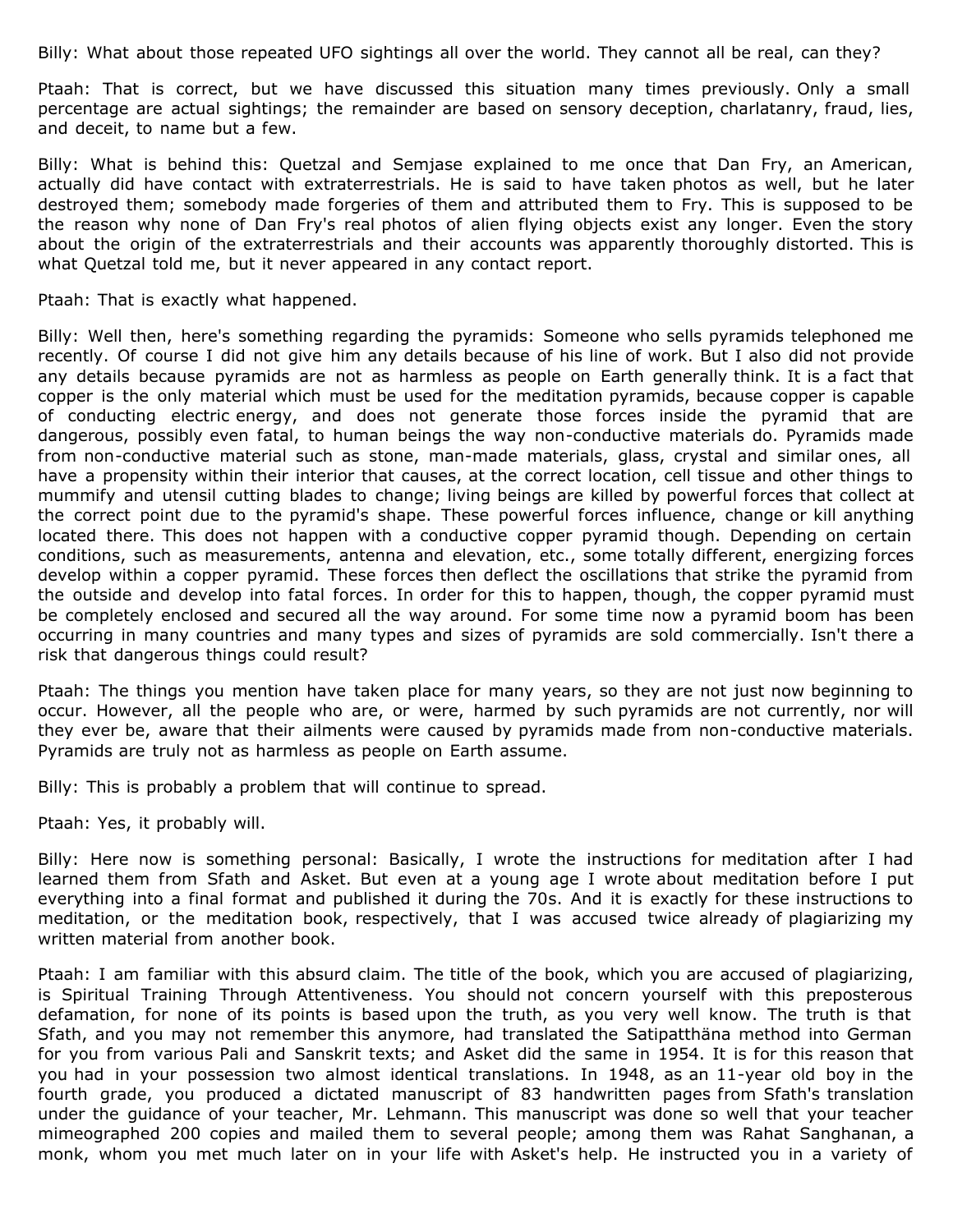Billy: What about those repeated UFO sightings all over the world. They cannot all be real, can they?

Ptaah: That is correct, but we have discussed this situation many times previously. Only a small percentage are actual sightings; the remainder are based on sensory deception, charlatanry, fraud, lies, and deceit, to name but a few.

Billy: What is behind this: Quetzal and Semjase explained to me once that Dan Fry, an American, actually did have contact with extraterrestrials. He is said to have taken photos as well, but he later destroyed them; somebody made forgeries of them and attributed them to Fry. This is supposed to be the reason why none of Dan Fry's real photos of alien flying objects exist any longer. Even the story about the origin of the extraterrestrials and their accounts was apparently thoroughly distorted. This is what Quetzal told me, but it never appeared in any contact report.

Ptaah: That is exactly what happened.

Billy: Well then, here's something regarding the pyramids: Someone who sells pyramids telephoned me recently. Of course I did not give him any details because of his line of work. But I also did not provide any details because pyramids are not as harmless as people on Earth generally think. It is a fact that copper is the only material which must be used for the meditation pyramids, because copper is capable of conducting electric energy, and does not generate those forces inside the pyramid that are dangerous, possibly even fatal, to human beings the way non-conductive materials do. Pyramids made from non-conductive material such as stone, man-made materials, glass, crystal and similar ones, all have a propensity within their interior that causes, at the correct location, cell tissue and other things to mummify and utensil cutting blades to change; living beings are killed by powerful forces that collect at the correct point due to the pyramid's shape. These powerful forces influence, change or kill anything located there. This does not happen with a conductive copper pyramid though. Depending on certain conditions, such as measurements, antenna and elevation, etc., some totally different, energizing forces develop within a copper pyramid. These forces then deflect the oscillations that strike the pyramid from the outside and develop into fatal forces. In order for this to happen, though, the copper pyramid must be completely enclosed and secured all the way around. For some time now a pyramid boom has been occurring in many countries and many types and sizes of pyramids are sold commercially. Isn't there a risk that dangerous things could result?

Ptaah: The things you mention have taken place for many years, so they are not just now beginning to occur. However, all the people who are, or were, harmed by such pyramids are not currently, nor will they ever be, aware that their ailments were caused by pyramids made from non-conductive materials. Pyramids are truly not as harmless as people on Earth assume.

Billy: This is probably a problem that will continue to spread.

Ptaah: Yes, it probably will.

Billy: Here now is something personal: Basically, I wrote the instructions for meditation after I had learned them from Sfath and Asket. But even at a young age I wrote about meditation before I put everything into a final format and published it during the 70s. And it is exactly for these instructions to meditation, or the meditation book, respectively, that I was accused twice already of plagiarizing my written material from another book.

Ptaah: I am familiar with this absurd claim. The title of the book, which you are accused of plagiarizing, is Spiritual Training Through Attentiveness. You should not concern yourself with this preposterous defamation, for none of its points is based upon the truth, as you very well know. The truth is that Sfath, and you may not remember this anymore, had translated the Satipatthäna method into German for you from various Pali and Sanskrit texts; and Asket did the same in 1954. It is for this reason that you had in your possession two almost identical translations. In 1948, as an 11-year old boy in the fourth grade, you produced a dictated manuscript of 83 handwritten pages from Sfath's translation under the guidance of your teacher, Mr. Lehmann. This manuscript was done so well that your teacher mimeographed 200 copies and mailed them to several people; among them was Rahat Sanghanan, a monk, whom you met much later on in your life with Asket's help. He instructed you in a variety of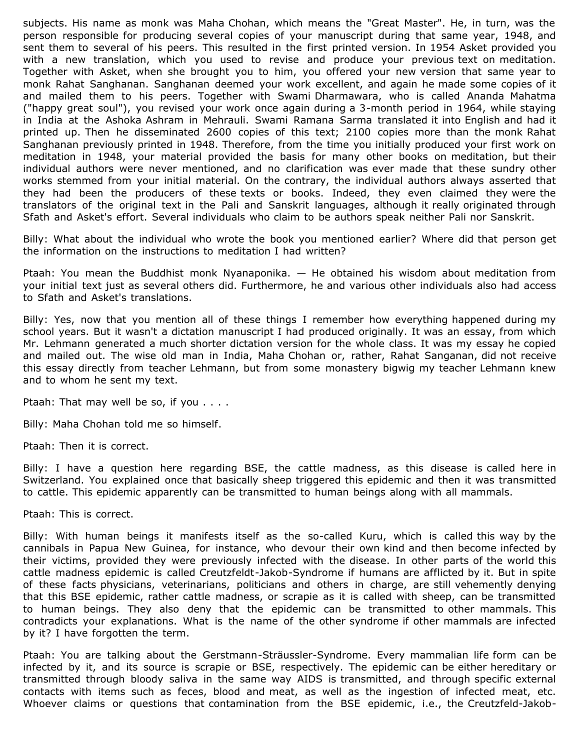subjects. His name as monk was Maha Chohan, which means the "Great Master". He, in turn, was the person responsible for producing several copies of your manuscript during that same year, 1948, and sent them to several of his peers. This resulted in the first printed version. In 1954 Asket provided you with a new translation, which you used to revise and produce your previous text on meditation. Together with Asket, when she brought you to him, you offered your new version that same year to monk Rahat Sanghanan. Sanghanan deemed your work excellent, and again he made some copies of it and mailed them to his peers. Together with Swami Dharmawara, who is called Ananda Mahatma ("happy great soul"), you revised your work once again during a 3-month period in 1964, while staying in India at the Ashoka Ashram in Mehrauli. Swami Ramana Sarma translated it into English and had it printed up. Then he disseminated 2600 copies of this text; 2100 copies more than the monk Rahat Sanghanan previously printed in 1948. Therefore, from the time you initially produced your first work on meditation in 1948, your material provided the basis for many other books on meditation, but their individual authors were never mentioned, and no clarification was ever made that these sundry other works stemmed from your initial material. On the contrary, the individual authors always asserted that they had been the producers of these texts or books. Indeed, they even claimed they were the translators of the original text in the Pali and Sanskrit languages, although it really originated through Sfath and Asket's effort. Several individuals who claim to be authors speak neither Pali nor Sanskrit.

Billy: What about the individual who wrote the book you mentioned earlier? Where did that person get the information on the instructions to meditation I had written?

Ptaah: You mean the Buddhist monk Nyanaponika. — He obtained his wisdom about meditation from your initial text just as several others did. Furthermore, he and various other individuals also had access to Sfath and Asket's translations.

Billy: Yes, now that you mention all of these things I remember how everything happened during my school years. But it wasn't a dictation manuscript I had produced originally. It was an essay, from which Mr. Lehmann generated a much shorter dictation version for the whole class. It was my essay he copied and mailed out. The wise old man in India, Maha Chohan or, rather, Rahat Sanganan, did not receive this essay directly from teacher Lehmann, but from some monastery bigwig my teacher Lehmann knew and to whom he sent my text.

Ptaah: That may well be so, if you . . . .

Billy: Maha Chohan told me so himself.

Ptaah: Then it is correct.

Billy: I have a question here regarding BSE, the cattle madness, as this disease is called here in Switzerland. You explained once that basically sheep triggered this epidemic and then it was transmitted to cattle. This epidemic apparently can be transmitted to human beings along with all mammals.

Ptaah: This is correct.

Billy: With human beings it manifests itself as the so-called Kuru, which is called this way by the cannibals in Papua New Guinea, for instance, who devour their own kind and then become infected by their victims, provided they were previously infected with the disease. In other parts of the world this cattle madness epidemic is called Creutzfeldt-Jakob-Syndrome if humans are afflicted by it. But in spite of these facts physicians, veterinarians, politicians and others in charge, are still vehemently denying that this BSE epidemic, rather cattle madness, or scrapie as it is called with sheep, can be transmitted to human beings. They also deny that the epidemic can be transmitted to other mammals. This contradicts your explanations. What is the name of the other syndrome if other mammals are infected by it? I have forgotten the term.

Ptaah: You are talking about the Gerstmann-Sträussler-Syndrome. Every mammalian life form can be infected by it, and its source is scrapie or BSE, respectively. The epidemic can be either hereditary or transmitted through bloody saliva in the same way AIDS is transmitted, and through specific external contacts with items such as feces, blood and meat, as well as the ingestion of infected meat, etc. Whoever claims or questions that contamination from the BSE epidemic, i.e., the Creutzfeld-Jakob-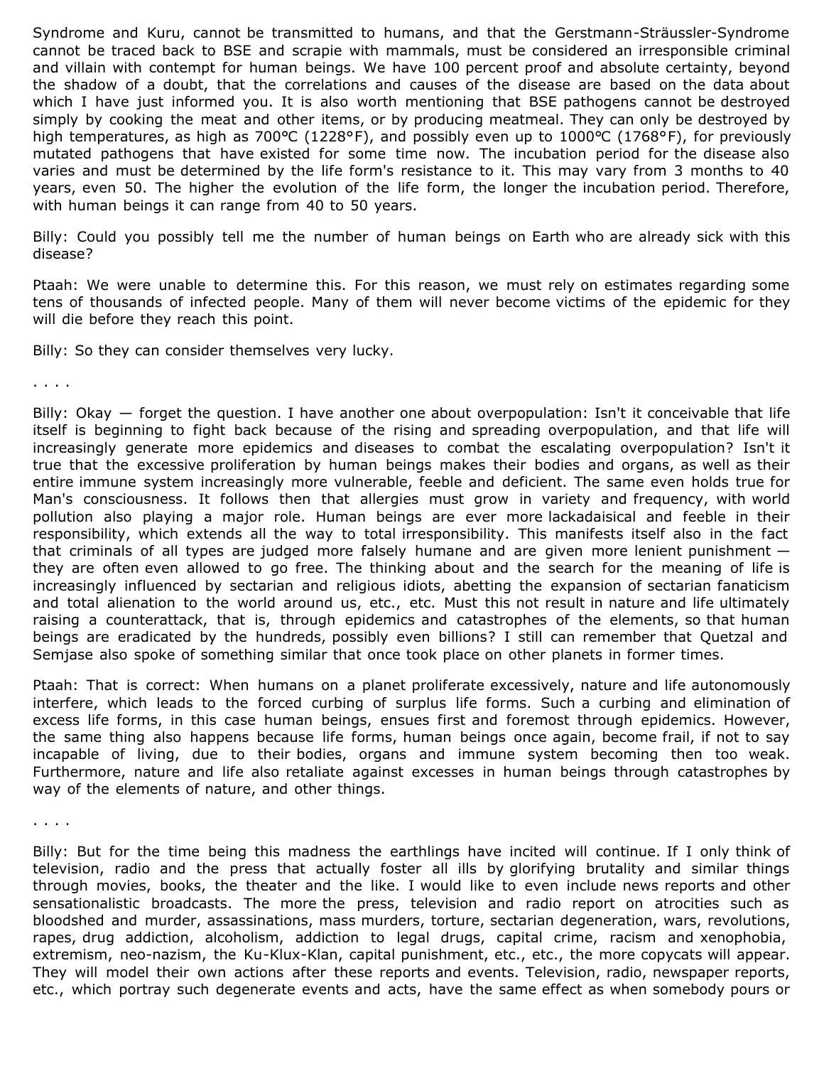Syndrome and Kuru, cannot be transmitted to humans, and that the Gerstmann-Sträussler-Syndrome cannot be traced back to BSE and scrapie with mammals, must be considered an irresponsible criminal and villain with contempt for human beings. We have 100 percent proof and absolute certainty, beyond the shadow of a doubt, that the correlations and causes of the disease are based on the data about which I have just informed you. It is also worth mentioning that BSE pathogens cannot be destroyed simply by cooking the meat and other items, or by producing meatmeal. They can only be destroyed by high temperatures, as high as 700°C (1228°F), and possibly even up to 1000°C (1768°F), for previously mutated pathogens that have existed for some time now. The incubation period for the disease also varies and must be determined by the life form's resistance to it. This may vary from 3 months to 40 years, even 50. The higher the evolution of the life form, the longer the incubation period. Therefore, with human beings it can range from 40 to 50 years.

Billy: Could you possibly tell me the number of human beings on Earth who are already sick with this disease?

Ptaah: We were unable to determine this. For this reason, we must rely on estimates regarding some tens of thousands of infected people. Many of them will never become victims of the epidemic for they will die before they reach this point.

Billy: So they can consider themselves very lucky.

. . . .

Billy: Okay — forget the question. I have another one about overpopulation: Isn't it conceivable that life itself is beginning to fight back because of the rising and spreading overpopulation, and that life will increasingly generate more epidemics and diseases to combat the escalating overpopulation? Isn't it true that the excessive proliferation by human beings makes their bodies and organs, as well as their entire immune system increasingly more vulnerable, feeble and deficient. The same even holds true for Man's consciousness. It follows then that allergies must grow in variety and frequency, with world pollution also playing a major role. Human beings are ever more lackadaisical and feeble in their responsibility, which extends all the way to total irresponsibility. This manifests itself also in the fact that criminals of all types are judged more falsely humane and are given more lenient punishment — they are often even allowed to go free. The thinking about and the search for the meaning of life is increasingly influenced by sectarian and religious idiots, abetting the expansion of sectarian fanaticism and total alienation to the world around us, etc., etc. Must this not result in nature and life ultimately raising a counterattack, that is, through epidemics and catastrophes of the elements, so that human beings are eradicated by the hundreds, possibly even billions? I still can remember that Quetzal and Semjase also spoke of something similar that once took place on other planets in former times.

Ptaah: That is correct: When humans on a planet proliferate excessively, nature and life autonomously interfere, which leads to the forced curbing of surplus life forms. Such a curbing and elimination of excess life forms, in this case human beings, ensues first and foremost through epidemics. However, the same thing also happens because life forms, human beings once again, become frail, if not to say incapable of living, due to their bodies, organs and immune system becoming then too weak. Furthermore, nature and life also retaliate against excesses in human beings through catastrophes by way of the elements of nature, and other things.

. . . .

Billy: But for the time being this madness the earthlings have incited will continue. If I only think of television, radio and the press that actually foster all ills by glorifying brutality and similar things through movies, books, the theater and the like. I would like to even include news reports and other sensationalistic broadcasts. The more the press, television and radio report on atrocities such as bloodshed and murder, assassinations, mass murders, torture, sectarian degeneration, wars, revolutions, rapes, drug addiction, alcoholism, addiction to legal drugs, capital crime, racism and xenophobia, extremism, neo-nazism, the Ku-Klux-Klan, capital punishment, etc., etc., the more copycats will appear. They will model their own actions after these reports and events. Television, radio, newspaper reports, etc., which portray such degenerate events and acts, have the same effect as when somebody pours or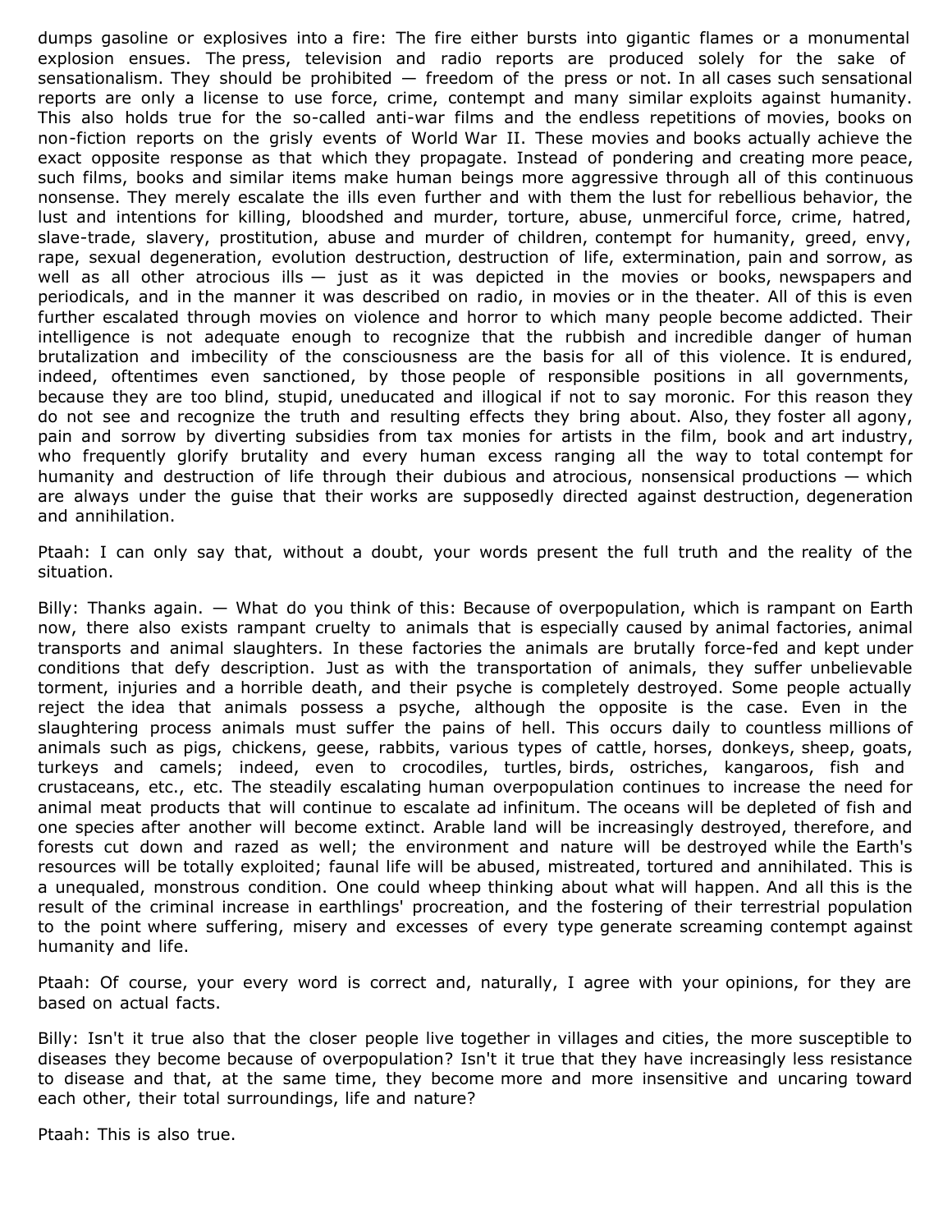dumps gasoline or explosives into a fire: The fire either bursts into gigantic flames or a monumental explosion ensues. The press, television and radio reports are produced solely for the sake of sensationalism. They should be prohibited — freedom of the press or not. In all cases such sensational reports are only a license to use force, crime, contempt and many similar exploits against humanity. This also holds true for the so-called anti-war films and the endless repetitions of movies, books on non-fiction reports on the grisly events of World War II. These movies and books actually achieve the exact opposite response as that which they propagate. Instead of pondering and creating more peace, such films, books and similar items make human beings more aggressive through all of this continuous nonsense. They merely escalate the ills even further and with them the lust for rebellious behavior, the lust and intentions for killing, bloodshed and murder, torture, abuse, unmerciful force, crime, hatred, slave-trade, slavery, prostitution, abuse and murder of children, contempt for humanity, greed, envy, rape, sexual degeneration, evolution destruction, destruction of life, extermination, pain and sorrow, as well as all other atrocious ills — just as it was depicted in the movies or books, newspapers and periodicals, and in the manner it was described on radio, in movies or in the theater. All of this is even further escalated through movies on violence and horror to which many people become addicted. Their intelligence is not adequate enough to recognize that the rubbish and incredible danger of human brutalization and imbecility of the consciousness are the basis for all of this violence. It is endured, indeed, oftentimes even sanctioned, by those people of responsible positions in all governments, because they are too blind, stupid, uneducated and illogical if not to say moronic. For this reason they do not see and recognize the truth and resulting effects they bring about. Also, they foster all agony, pain and sorrow by diverting subsidies from tax monies for artists in the film, book and art industry, who frequently glorify brutality and every human excess ranging all the way to total contempt for humanity and destruction of life through their dubious and atrocious, nonsensical productions — which are always under the guise that their works are supposedly directed against destruction, degeneration and annihilation.

Ptaah: I can only say that, without a doubt, your words present the full truth and the reality of the situation.

Billy: Thanks again. — What do you think of this: Because of overpopulation, which is rampant on Earth now, there also exists rampant cruelty to animals that is especially caused by animal factories, animal transports and animal slaughters. In these factories the animals are brutally force-fed and kept under conditions that defy description. Just as with the transportation of animals, they suffer unbelievable torment, injuries and a horrible death, and their psyche is completely destroyed. Some people actually reject the idea that animals possess a psyche, although the opposite is the case. Even in the slaughtering process animals must suffer the pains of hell. This occurs daily to countless millions of animals such as pigs, chickens, geese, rabbits, various types of cattle, horses, donkeys, sheep, goats, turkeys and camels; indeed, even to crocodiles, turtles, birds, ostriches, kangaroos, fish and crustaceans, etc., etc. The steadily escalating human overpopulation continues to increase the need for animal meat products that will continue to escalate ad infinitum. The oceans will be depleted of fish and one species after another will become extinct. Arable land will be increasingly destroyed, therefore, and forests cut down and razed as well; the environment and nature will be destroyed while the Earth's resources will be totally exploited; faunal life will be abused, mistreated, tortured and annihilated. This is a unequaled, monstrous condition. One could wheep thinking about what will happen. And all this is the result of the criminal increase in earthlings' procreation, and the fostering of their terrestrial population to the point where suffering, misery and excesses of every type generate screaming contempt against humanity and life.

Ptaah: Of course, your every word is correct and, naturally, I agree with your opinions, for they are based on actual facts.

Billy: Isn't it true also that the closer people live together in villages and cities, the more susceptible to diseases they become because of overpopulation? Isn't it true that they have increasingly less resistance to disease and that, at the same time, they become more and more insensitive and uncaring toward each other, their total surroundings, life and nature?

Ptaah: This is also true.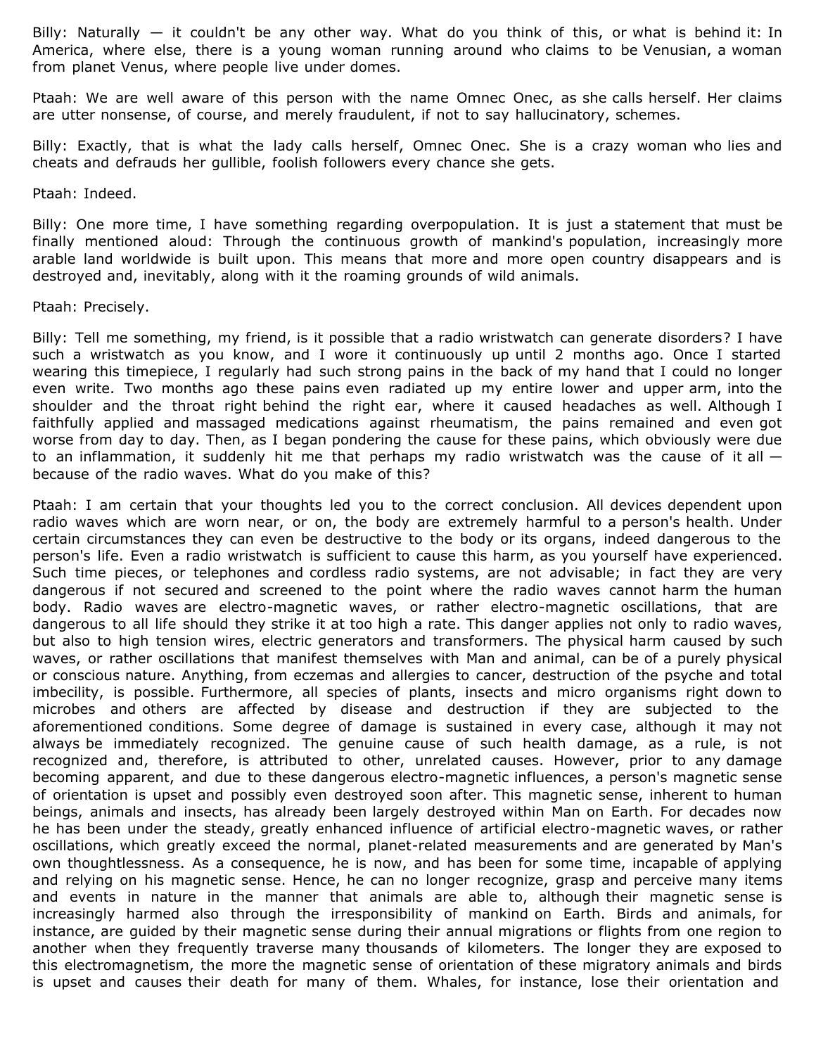Billy: Naturally — it couldn't be any other way. What do you think of this, or what is behind it: In America, where else, there is a young woman running around who claims to be Venusian, a woman from planet Venus, where people live under domes.

Ptaah: We are well aware of this person with the name Omnec Onec, as she calls herself. Her claims are utter nonsense, of course, and merely fraudulent, if not to say hallucinatory, schemes.

Billy: Exactly, that is what the lady calls herself, Omnec Onec. She is a crazy woman who lies and cheats and defrauds her gullible, foolish followers every chance she gets.

Ptaah: Indeed.

Billy: One more time, I have something regarding overpopulation. It is just a statement that must be finally mentioned aloud: Through the continuous growth of mankind's population, increasingly more arable land worldwide is built upon. This means that more and more open country disappears and is destroyed and, inevitably, along with it the roaming grounds of wild animals.

Ptaah: Precisely.

Billy: Tell me something, my friend, is it possible that a radio wristwatch can generate disorders? I have such a wristwatch as you know, and I wore it continuously up until 2 months ago. Once I started wearing this timepiece, I regularly had such strong pains in the back of my hand that I could no longer even write. Two months ago these pains even radiated up my entire lower and upper arm, into the shoulder and the throat right behind the right ear, where it caused headaches as well. Although I faithfully applied and massaged medications against rheumatism, the pains remained and even got worse from day to day. Then, as I began pondering the cause for these pains, which obviously were due to an inflammation, it suddenly hit me that perhaps my radio wristwatch was the cause of it all — because of the radio waves. What do you make of this?

Ptaah: I am certain that your thoughts led you to the correct conclusion. All devices dependent upon radio waves which are worn near, or on, the body are extremely harmful to a person's health. Under certain circumstances they can even be destructive to the body or its organs, indeed dangerous to the person's life. Even a radio wristwatch is sufficient to cause this harm, as you yourself have experienced. Such time pieces, or telephones and cordless radio systems, are not advisable; in fact they are very dangerous if not secured and screened to the point where the radio waves cannot harm the human body. Radio waves are electro-magnetic waves, or rather electro-magnetic oscillations, that are dangerous to all life should they strike it at too high a rate. This danger applies not only to radio waves, but also to high tension wires, electric generators and transformers. The physical harm caused by such waves, or rather oscillations that manifest themselves with Man and animal, can be of a purely physical or conscious nature. Anything, from eczemas and allergies to cancer, destruction of the psyche and total imbecility, is possible. Furthermore, all species of plants, insects and micro organisms right down to microbes and others are affected by disease and destruction if they are subjected to the aforementioned conditions. Some degree of damage is sustained in every case, although it may not always be immediately recognized. The genuine cause of such health damage, as a rule, is not recognized and, therefore, is attributed to other, unrelated causes. However, prior to any damage becoming apparent, and due to these dangerous electro-magnetic influences, a person's magnetic sense of orientation is upset and possibly even destroyed soon after. This magnetic sense, inherent to human beings, animals and insects, has already been largely destroyed within Man on Earth. For decades now he has been under the steady, greatly enhanced influence of artificial electro-magnetic waves, or rather oscillations, which greatly exceed the normal, planet-related measurements and are generated by Man's own thoughtlessness. As a consequence, he is now, and has been for some time, incapable of applying and relying on his magnetic sense. Hence, he can no longer recognize, grasp and perceive many items and events in nature in the manner that animals are able to, although their magnetic sense is increasingly harmed also through the irresponsibility of mankind on Earth. Birds and animals, for instance, are guided by their magnetic sense during their annual migrations or flights from one region to another when they frequently traverse many thousands of kilometers. The longer they are exposed to this electromagnetism, the more the magnetic sense of orientation of these migratory animals and birds is upset and causes their death for many of them. Whales, for instance, lose their orientation and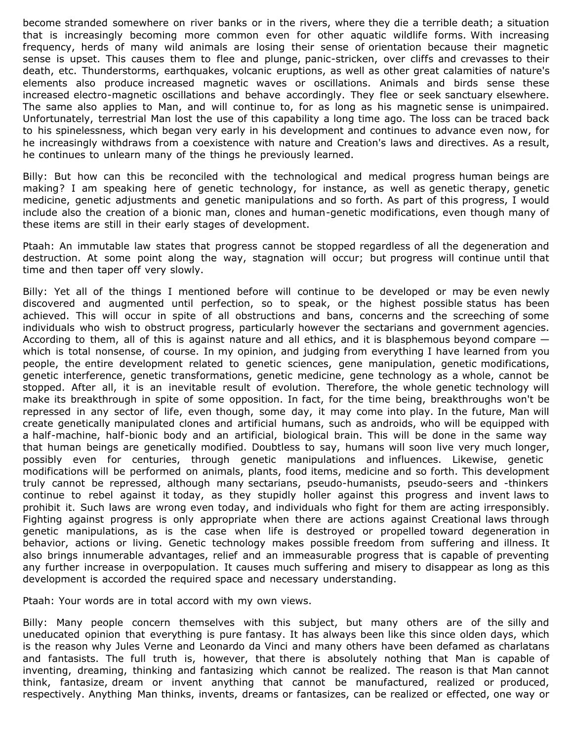become stranded somewhere on river banks or in the rivers, where they die a terrible death; a situation that is increasingly becoming more common even for other aquatic wildlife forms. With increasing frequency, herds of many wild animals are losing their sense of orientation because their magnetic sense is upset. This causes them to flee and plunge, panic-stricken, over cliffs and crevasses to their death, etc. Thunderstorms, earthquakes, volcanic eruptions, as well as other great calamities of nature's elements also produce increased magnetic waves or oscillations. Animals and birds sense these increased electro-magnetic oscillations and behave accordingly. They flee or seek sanctuary elsewhere. The same also applies to Man, and will continue to, for as long as his magnetic sense is unimpaired. Unfortunately, terrestrial Man lost the use of this capability a long time ago. The loss can be traced back to his spinelessness, which began very early in his development and continues to advance even now, for he increasingly withdraws from a coexistence with nature and Creation's laws and directives. As a result, he continues to unlearn many of the things he previously learned.

Billy: But how can this be reconciled with the technological and medical progress human beings are making? I am speaking here of genetic technology, for instance, as well as genetic therapy, genetic medicine, genetic adjustments and genetic manipulations and so forth. As part of this progress, I would include also the creation of a bionic man, clones and human-genetic modifications, even though many of these items are still in their early stages of development.

Ptaah: An immutable law states that progress cannot be stopped regardless of all the degeneration and destruction. At some point along the way, stagnation will occur; but progress will continue until that time and then taper off very slowly.

Billy: Yet all of the things I mentioned before will continue to be developed or may be even newly discovered and augmented until perfection, so to speak, or the highest possible status has been achieved. This will occur in spite of all obstructions and bans, concerns and the screeching of some individuals who wish to obstruct progress, particularly however the sectarians and government agencies. According to them, all of this is against nature and all ethics, and it is blasphemous beyond compare — which is total nonsense, of course. In my opinion, and judging from everything I have learned from you people, the entire development related to genetic sciences, gene manipulation, genetic modifications, genetic interference, genetic transformations, genetic medicine, gene technology as a whole, cannot be stopped. After all, it is an inevitable result of evolution. Therefore, the whole genetic technology will make its breakthrough in spite of some opposition. In fact, for the time being, breakthroughs won't be repressed in any sector of life, even though, some day, it may come into play. In the future, Man will create genetically manipulated clones and artificial humans, such as androids, who will be equipped with a half-machine, half-bionic body and an artificial, biological brain. This will be done in the same way that human beings are genetically modified. Doubtless to say, humans will soon live very much longer, possibly even for centuries, through genetic manipulations and influences. Likewise, genetic modifications will be performed on animals, plants, food items, medicine and so forth. This development truly cannot be repressed, although many sectarians, pseudo-humanists, pseudo-seers and -thinkers continue to rebel against it today, as they stupidly holler against this progress and invent laws to prohibit it. Such laws are wrong even today, and individuals who fight for them are acting irresponsibly. Fighting against progress is only appropriate when there are actions against Creational laws through genetic manipulations, as is the case when life is destroyed or propelled toward degeneration in behavior, actions or living. Genetic technology makes possible freedom from suffering and illness. It also brings innumerable advantages, relief and an immeasurable progress that is capable of preventing any further increase in overpopulation. It causes much suffering and misery to disappear as long as this development is accorded the required space and necessary understanding.

Ptaah: Your words are in total accord with my own views.

Billy: Many people concern themselves with this subject, but many others are of the silly and uneducated opinion that everything is pure fantasy. It has always been like this since olden days, which is the reason why Jules Verne and Leonardo da Vinci and many others have been defamed as charlatans and fantasists. The full truth is, however, that there is absolutely nothing that Man is capable of inventing, dreaming, thinking and fantasizing which cannot be realized. The reason is that Man cannot think, fantasize, dream or invent anything that cannot be manufactured, realized or produced, respectively. Anything Man thinks, invents, dreams or fantasizes, can be realized or effected, one way or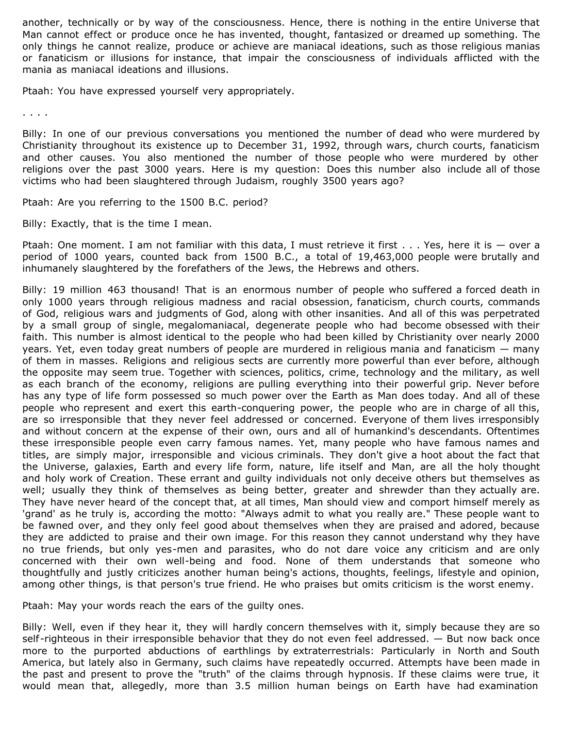another, technically or by way of the consciousness. Hence, there is nothing in the entire Universe that Man cannot effect or produce once he has invented, thought, fantasized or dreamed up something. The only things he cannot realize, produce or achieve are maniacal ideations, such as those religious manias or fanaticism or illusions for instance, that impair the consciousness of individuals afflicted with the mania as maniacal ideations and illusions.

Ptaah: You have expressed yourself very appropriately.

. . . .

Billy: In one of our previous conversations you mentioned the number of dead who were murdered by Christianity throughout its existence up to December 31, 1992, through wars, church courts, fanaticism and other causes. You also mentioned the number of those people who were murdered by other religions over the past 3000 years. Here is my question: Does this number also include all of those victims who had been slaughtered through Judaism, roughly 3500 years ago?

Ptaah: Are you referring to the 1500 B.C. period?

Billy: Exactly, that is the time I mean.

Ptaah: One moment. I am not familiar with this data, I must retrieve it first . . . Yes, here it is — over a period of 1000 years, counted back from 1500 B.C., a total of 19,463,000 people were brutally and inhumanely slaughtered by the forefathers of the Jews, the Hebrews and others.

Billy: 19 million 463 thousand! That is an enormous number of people who suffered a forced death in only 1000 years through religious madness and racial obsession, fanaticism, church courts, commands of God, religious wars and judgments of God, along with other insanities. And all of this was perpetrated by a small group of single, megalomaniacal, degenerate people who had become obsessed with their faith. This number is almost identical to the people who had been killed by Christianity over nearly 2000 years. Yet, even today great numbers of people are murdered in religious mania and fanaticism — many of them in masses. Religions and religious sects are currently more powerful than ever before, although the opposite may seem true. Together with sciences, politics, crime, technology and the military, as well as each branch of the economy, religions are pulling everything into their powerful grip. Never before has any type of life form possessed so much power over the Earth as Man does today. And all of these people who represent and exert this earth-conquering power, the people who are in charge of all this, are so irresponsible that they never feel addressed or concerned. Everyone of them lives irresponsibly and without concern at the expense of their own, ours and all of humankind's descendants. Oftentimes these irresponsible people even carry famous names. Yet, many people who have famous names and titles, are simply major, irresponsible and vicious criminals. They don't give a hoot about the fact that the Universe, galaxies, Earth and every life form, nature, life itself and Man, are all the holy thought and holy work of Creation. These errant and guilty individuals not only deceive others but themselves as well; usually they think of themselves as being better, greater and shrewder than they actually are. They have never heard of the concept that, at all times, Man should view and comport himself merely as 'grand' as he truly is, according the motto: "Always admit to what you really are." These people want to be fawned over, and they only feel good about themselves when they are praised and adored, because they are addicted to praise and their own image. For this reason they cannot understand why they have no true friends, but only yes-men and parasites, who do not dare voice any criticism and are only concerned with their own well-being and food. None of them understands that someone who thoughtfully and justly criticizes another human being's actions, thoughts, feelings, lifestyle and opinion, among other things, is that person's true friend. He who praises but omits criticism is the worst enemy.

Ptaah: May your words reach the ears of the guilty ones.

Billy: Well, even if they hear it, they will hardly concern themselves with it, simply because they are so self-righteous in their irresponsible behavior that they do not even feel addressed. — But now back once more to the purported abductions of earthlings by extraterrestrials: Particularly in North and South America, but lately also in Germany, such claims have repeatedly occurred. Attempts have been made in the past and present to prove the "truth" of the claims through hypnosis. If these claims were true, it would mean that, allegedly, more than 3.5 million human beings on Earth have had examination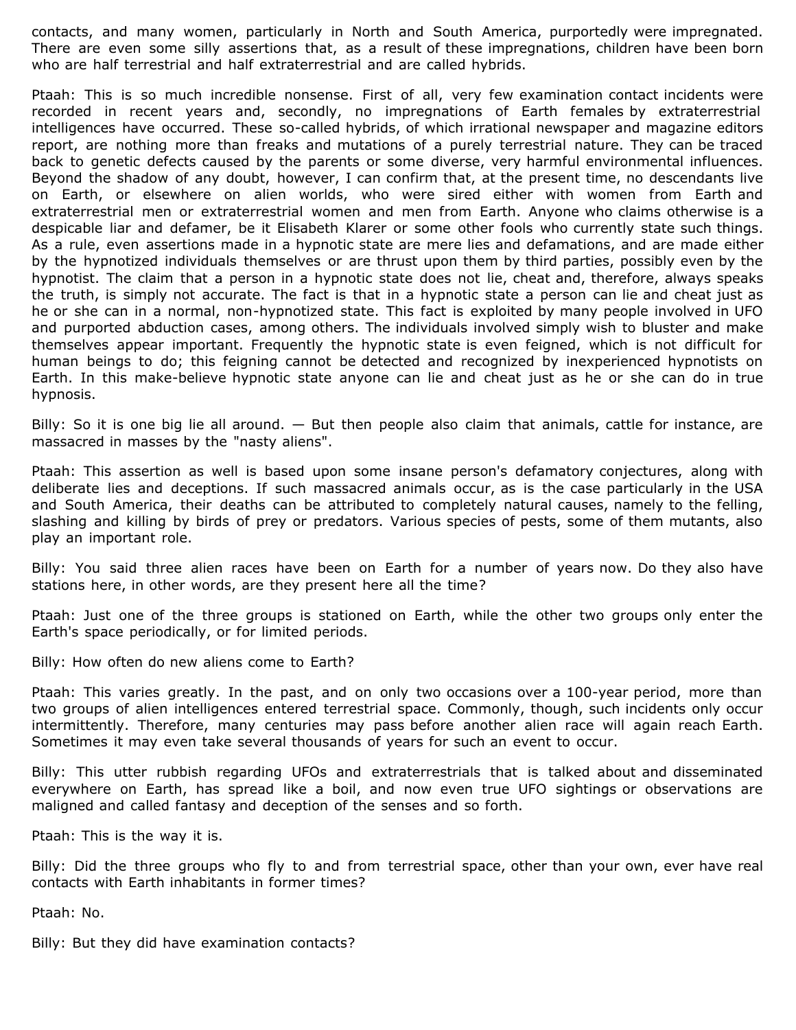contacts, and many women, particularly in North and South America, purportedly were impregnated. There are even some silly assertions that, as a result of these impregnations, children have been born who are half terrestrial and half extraterrestrial and are called hybrids.

Ptaah: This is so much incredible nonsense. First of all, very few examination contact incidents were recorded in recent years and, secondly, no impregnations of Earth females by extraterrestrial intelligences have occurred. These so-called hybrids, of which irrational newspaper and magazine editors report, are nothing more than freaks and mutations of a purely terrestrial nature. They can be traced back to genetic defects caused by the parents or some diverse, very harmful environmental influences. Beyond the shadow of any doubt, however, I can confirm that, at the present time, no descendants live on Earth, or elsewhere on alien worlds, who were sired either with women from Earth and extraterrestrial men or extraterrestrial women and men from Earth. Anyone who claims otherwise is a despicable liar and defamer, be it Elisabeth Klarer or some other fools who currently state such things. As a rule, even assertions made in a hypnotic state are mere lies and defamations, and are made either by the hypnotized individuals themselves or are thrust upon them by third parties, possibly even by the hypnotist. The claim that a person in a hypnotic state does not lie, cheat and, therefore, always speaks the truth, is simply not accurate. The fact is that in a hypnotic state a person can lie and cheat just as he or she can in a normal, non-hypnotized state. This fact is exploited by many people involved in UFO and purported abduction cases, among others. The individuals involved simply wish to bluster and make themselves appear important. Frequently the hypnotic state is even feigned, which is not difficult for human beings to do; this feigning cannot be detected and recognized by inexperienced hypnotists on Earth. In this make-believe hypnotic state anyone can lie and cheat just as he or she can do in true hypnosis.

Billy: So it is one big lie all around. — But then people also claim that animals, cattle for instance, are massacred in masses by the "nasty aliens".

Ptaah: This assertion as well is based upon some insane person's defamatory conjectures, along with deliberate lies and deceptions. If such massacred animals occur, as is the case particularly in the USA and South America, their deaths can be attributed to completely natural causes, namely to the felling, slashing and killing by birds of prey or predators. Various species of pests, some of them mutants, also play an important role.

Billy: You said three alien races have been on Earth for a number of years now. Do they also have stations here, in other words, are they present here all the time?

Ptaah: Just one of the three groups is stationed on Earth, while the other two groups only enter the Earth's space periodically, or for limited periods.

Billy: How often do new aliens come to Earth?

Ptaah: This varies greatly. In the past, and on only two occasions over a 100-year period, more than two groups of alien intelligences entered terrestrial space. Commonly, though, such incidents only occur intermittently. Therefore, many centuries may pass before another alien race will again reach Earth. Sometimes it may even take several thousands of years for such an event to occur.

Billy: This utter rubbish regarding UFOs and extraterrestrials that is talked about and disseminated everywhere on Earth, has spread like a boil, and now even true UFO sightings or observations are maligned and called fantasy and deception of the senses and so forth.

Ptaah: This is the way it is.

Billy: Did the three groups who fly to and from terrestrial space, other than your own, ever have real contacts with Earth inhabitants in former times?

Ptaah: No.

Billy: But they did have examination contacts?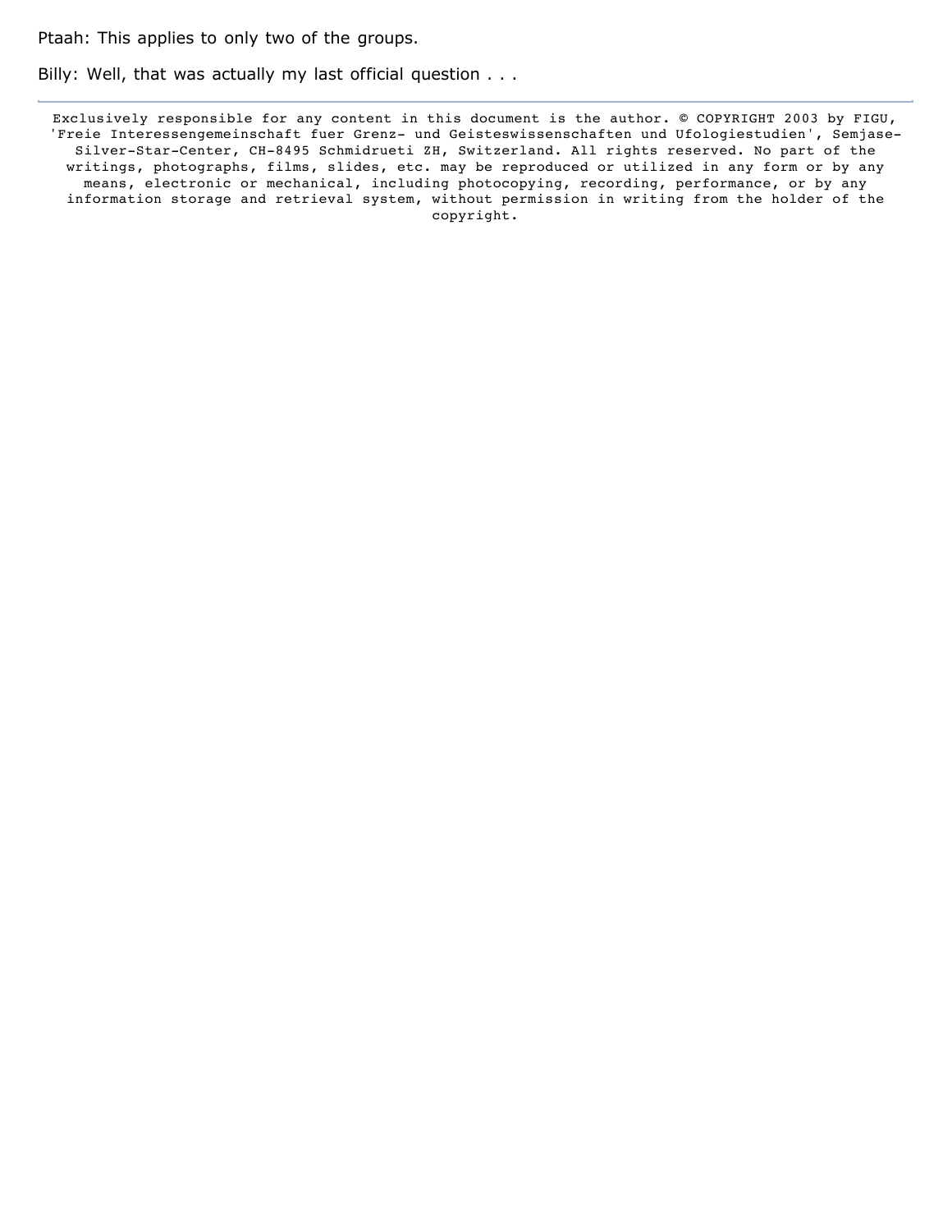Ptaah: This applies to only two of the groups.

Billy: Well, that was actually my last official question . . .

---

Exclusively responsible for any content in this document is the author. © COPYRIGHT 2003 by FIGU, 'Freie Interessengemeinschaft fuer Grenz- und Geisteswissenschaften und Ufologiestudien', Semjase-Silver-Star-Center, CH-8495 Schmidrueti ZH, Switzerland. All rights reserved. No part of the writings, photographs, films, slides, etc. may be reproduced or utilized in any form or by any means, electronic or mechanical, including photocopying, recording, performance, or by any information storage and retrieval system, without permission in writing from the holder of the copyright.